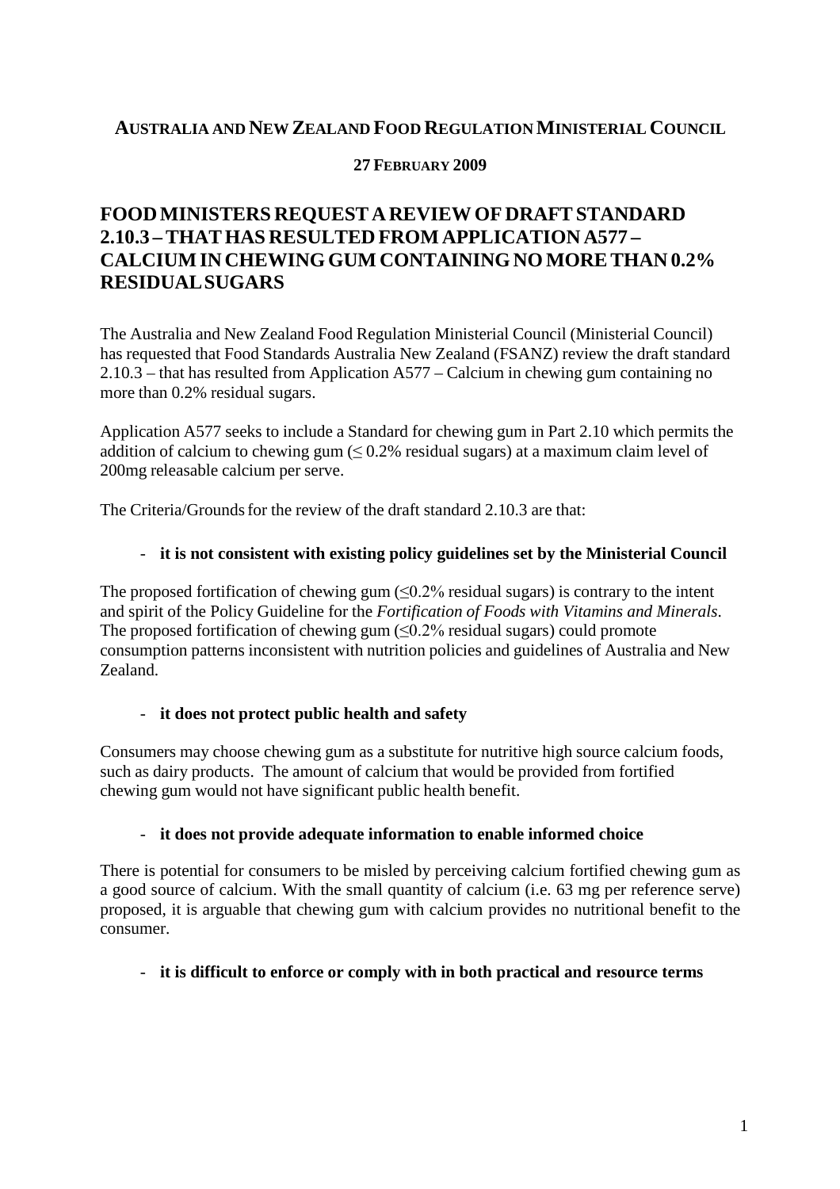**AUSTRALIA AND NEW ZEALAND FOOD REGULATION MINISTERIAL COUNCIL**

**27 FEBRUARY 2009**

# FOOD MINISTERS REQUEST A REVIEW OF DRAFT STANDARD 2.10.3 – THAT HAS RESULTED FROM APPLICATION A577 – CALCIUM IN CHEWING GUM CONTAINING NO MORE THAN 0.2% RESIDUAL SUGARS

The Australia and New Zealand Food Regulation Ministerial Council (Ministerial Council) has requested that Food Standards Australia New Zealand (FSANZ) review the draft standard 2.10.3 – that has resulted from Application A577 – Calcium in chewing gum containing no more than 0.2% residual sugars.

Application A577 seeks to include a Standard for chewing gum in Part 2.10 which permits the addition of calcium to chewing gum ($\leq$ 0.2% residual sugars) at a maximum claim level of 200mg releasable calcium per serve.

The Criteria/Grounds for the review of the draft standard 2.10.3 are that:

- **it is not consistent with existing policy guidelines set by the Ministerial Council**

The proposed fortification of chewing gum ($\leq$0.2% residual sugars) is contrary to the intent and spirit of the Policy Guideline for the *Fortification of Foods with Vitamins and Minerals*. The proposed fortification of chewing gum ($\leq$0.2% residual sugars) could promote consumption patterns inconsistent with nutrition policies and guidelines of Australia and New Zealand.

- **it does not protect public health and safety**

Consumers may choose chewing gum as a substitute for nutritive high source calcium foods, such as dairy products. The amount of calcium that would be provided from fortified chewing gum would not have significant public health benefit.

- **it does not provide adequate information to enable informed choice**

There is potential for consumers to be misled by perceiving calcium fortified chewing gum as a good source of calcium. With the small quantity of calcium (i.e. 63 mg per reference serve) proposed, it is arguable that chewing gum with calcium provides no nutritional benefit to the consumer.

- **it is difficult to enforce or comply with in both practical and resource terms**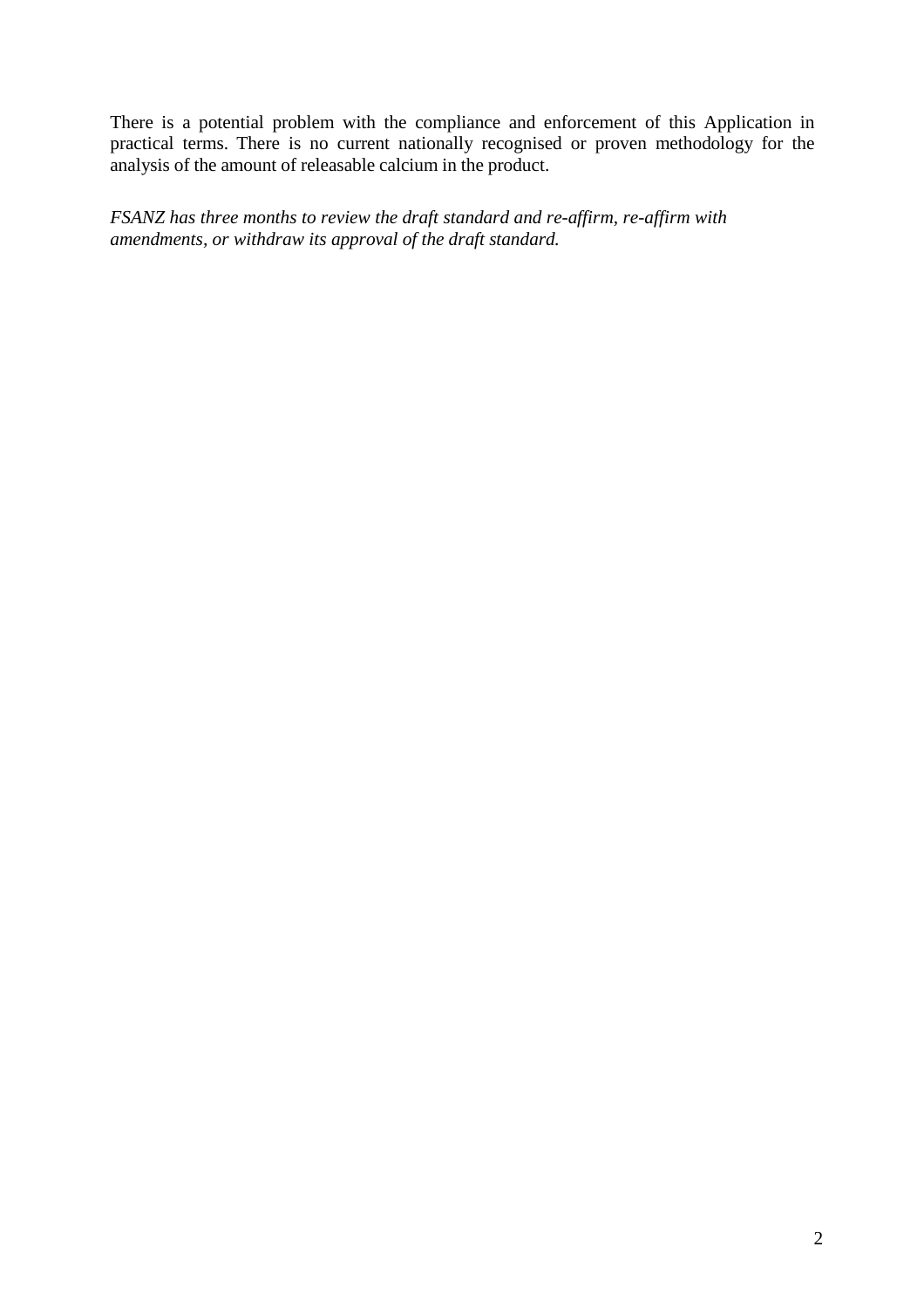There is a potential problem with the compliance and enforcement of this Application in practical terms. There is no current nationally recognised or proven methodology for the analysis of the amount of releasable calcium in the product.

*FSANZ has three months to review the draft standard and re-affirm, re-affirm with amendments, or withdraw its approval of the draft standard.*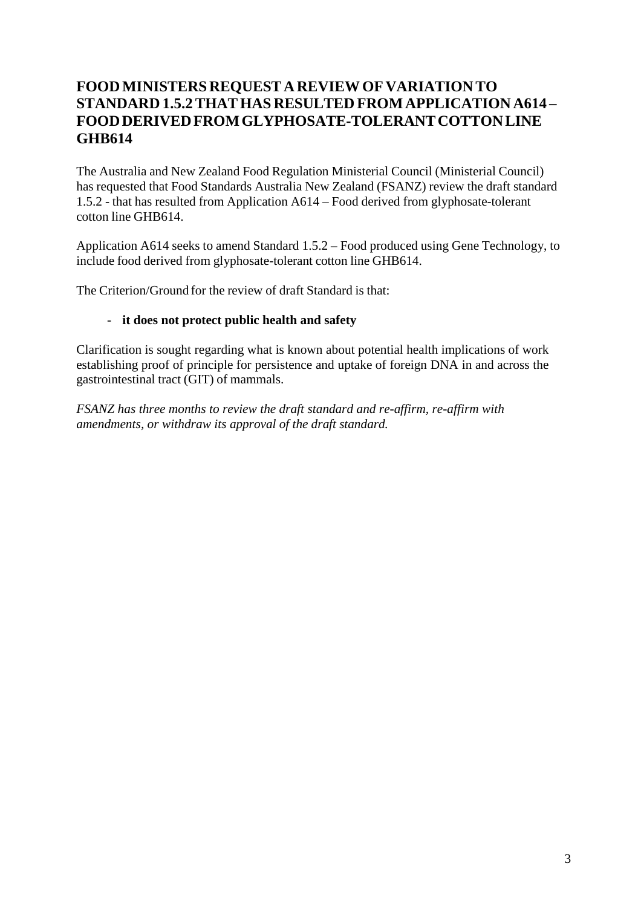# FOOD MINISTERS REQUEST A REVIEW OF VARIATION TO STANDARD 1.5.2 THAT HAS RESULTED FROM APPLICATION A614 – FOOD DERIVED FROM GLYPHOSATE-TOLERANT COTTON LINE GHB614

The Australia and New Zealand Food Regulation Ministerial Council (Ministerial Council) has requested that Food Standards Australia New Zealand (FSANZ) review the draft standard 1.5.2 - that has resulted from Application A614 – Food derived from glyphosate-tolerant cotton line GHB614.

Application A614 seeks to amend Standard 1.5.2 – Food produced using Gene Technology, to include food derived from glyphosate-tolerant cotton line GHB614.

The Criterion/Ground for the review of draft Standard is that:

- **it does not protect public health and safety**

Clarification is sought regarding what is known about potential health implications of work establishing proof of principle for persistence and uptake of foreign DNA in and across the gastrointestinal tract (GIT) of mammals.

*FSANZ has three months to review the draft standard and re-affirm, re-affirm with amendments, or withdraw its approval of the draft standard.*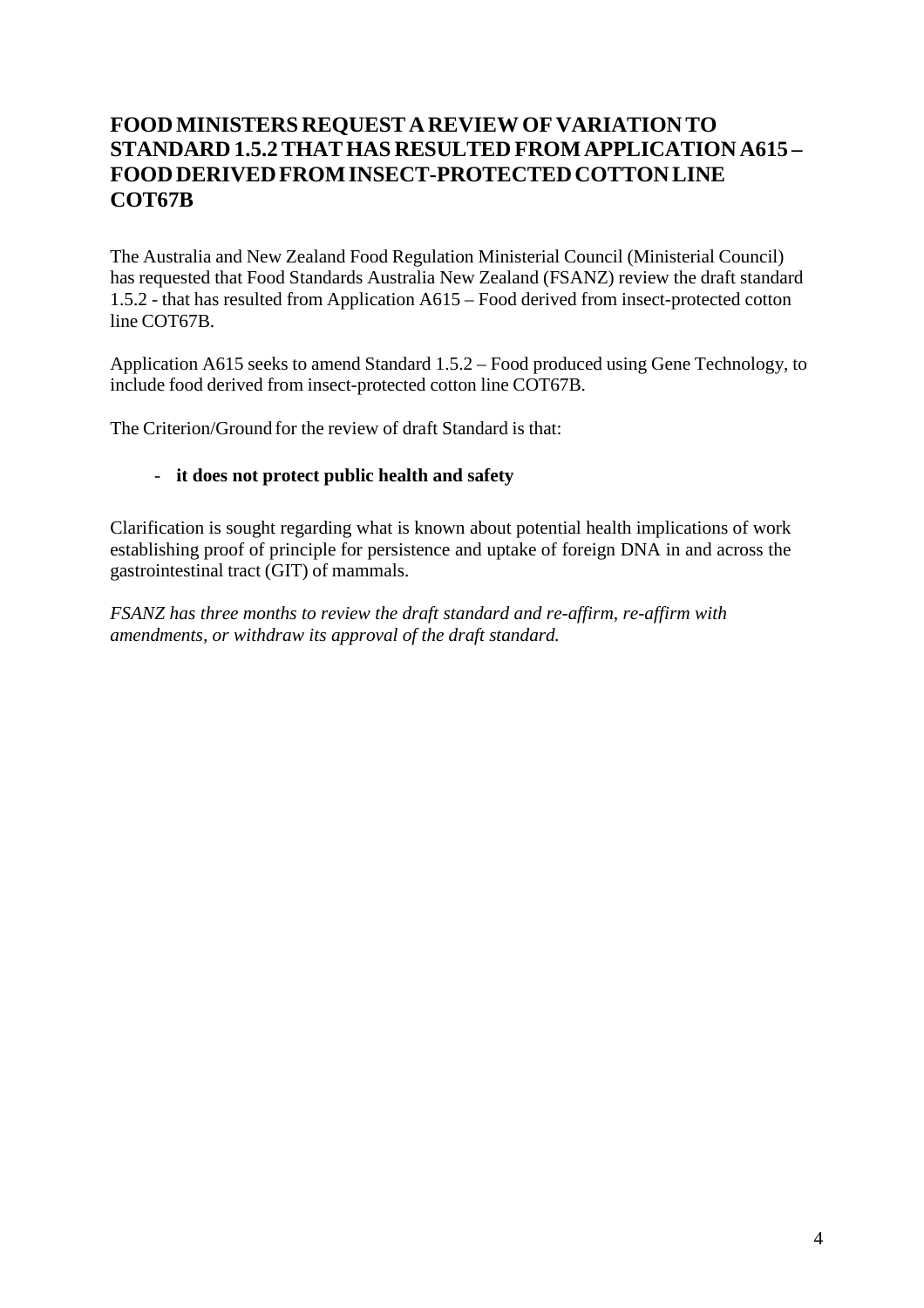## FOOD MINISTERS REQUEST A REVIEW OF VARIATION TO STANDARD 1.5.2 THAT HAS RESULTED FROM APPLICATION A615 – FOOD DERIVED FROM INSECT-PROTECTED COTTON LINE COT67B

The Australia and New Zealand Food Regulation Ministerial Council (Ministerial Council) has requested that Food Standards Australia New Zealand (FSANZ) review the draft standard 1.5.2 - that has resulted from Application A615 – Food derived from insect-protected cotton line COT67B.

Application A615 seeks to amend Standard 1.5.2 – Food produced using Gene Technology, to include food derived from insect-protected cotton line COT67B.

The Criterion/Ground for the review of draft Standard is that:

- **it does not protect public health and safety**

Clarification is sought regarding what is known about potential health implications of work establishing proof of principle for persistence and uptake of foreign DNA in and across the gastrointestinal tract (GIT) of mammals.

*FSANZ has three months to review the draft standard and re-affirm, re-affirm with amendments, or withdraw its approval of the draft standard.*